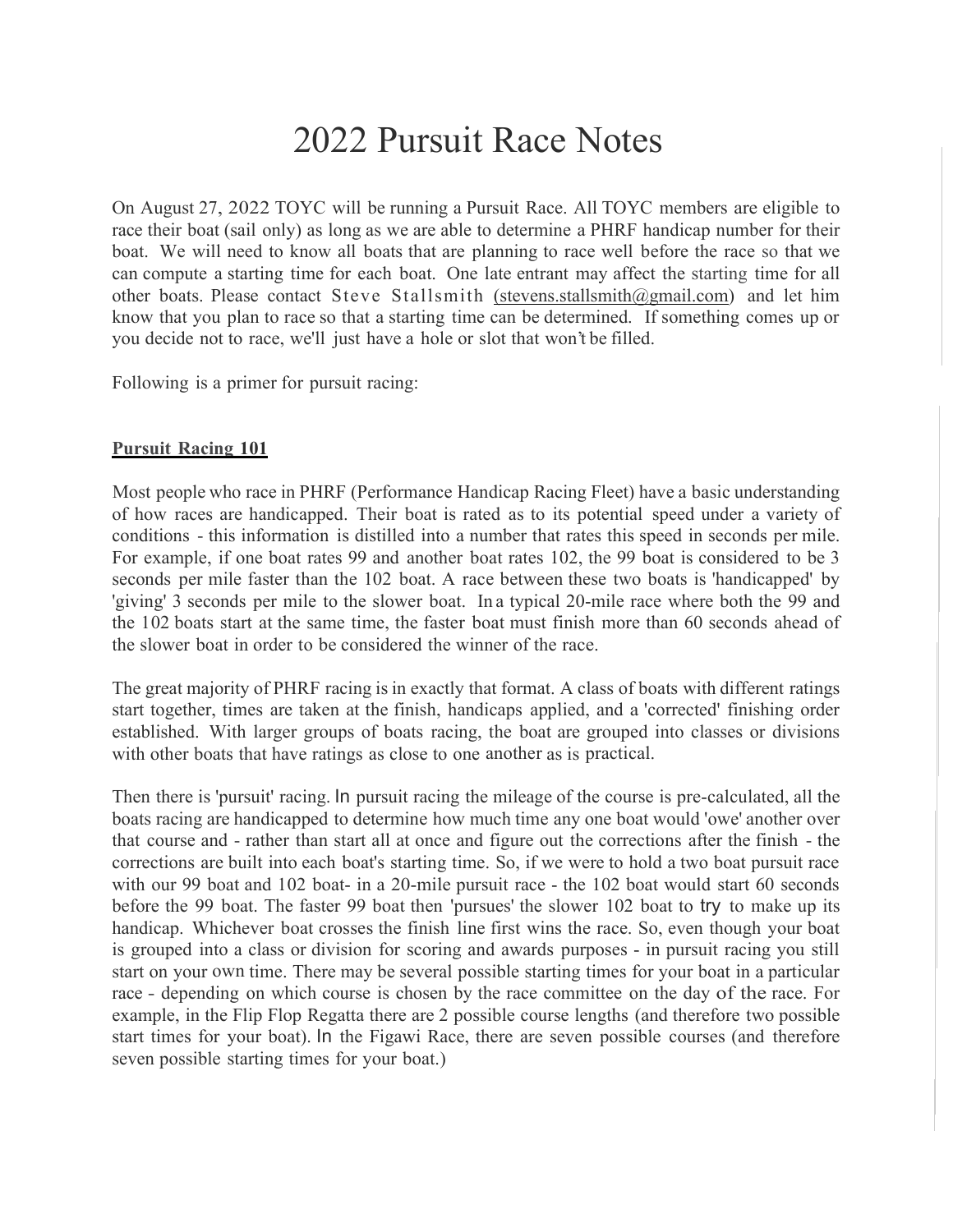# 2022 Pursuit Race Notes

On August 27, 2022 TOYC will be running a Pursuit Race. All TOYC members are eligible to race their boat (sail only) as long as we are able to determine a PHRF handicap number for their boat. We will need to know all boats that are planning to race well before the race so that we can compute a starting time for each boat. One late entrant may affect the starting time for all other boats. Please contact Steve Stallsmith (stevens.stallsmith@gmail.com) and let him know that you plan to race so that a starting time can be determined. If something comes up or you decide not to race, we'll just have a hole or slot that won't be filled.

Following is a primer for pursuit racing:

## Pursuit Racing 101

Most people who race in PHRF (Performance Handicap Racing Fleet) have a basic understanding of how races are handicapped. Their boat is rated as to its potential speed under a variety of conditions - this information is distilled into a number that rates this speed in seconds per mile. For example, if one boat rates 99 and another boat rates 102, the 99 boat is considered to be 3 seconds per mile faster than the 102 boat. A race between these two boats is 'handicapped' by 'giving' 3 seconds per mile to the slower boat. In a typical 20-mile race where both the 99 and the 102 boats start at the same time, the faster boat must finish more than 60 seconds ahead of the slower boat in order to be considered the winner of the race.

The great majority of PHRF racing is in exactly that format. A class of boats with different ratings start together, times are taken at the finish, handicaps applied, and a 'corrected' finishing order established. With larger groups of boats racing, the boat are grouped into classes or divisions with other boats that have ratings as close to one another as is practical.

Then there is 'pursuit' racing. In pursuit racing the mileage of the course is pre-calculated, all the boats racing are handicapped to determine how much time any one boat would 'owe' another over that course and - rather than start all at once and figure out the corrections after the finish - the corrections are built into each boat's starting time. So, if we were to hold a two boat pursuit race with our 99 boat and 102 boat- in a 20-mile pursuit race - the 102 boat would start 60 seconds before the 99 boat. The faster 99 boat then 'pursues' the slower 102 boat to try to make up its handicap. Whichever boat crosses the finish line first wins the race. So, even though your boat is grouped into a class or division for scoring and awards purposes - in pursuit racing you still start on your own time. There may be several possible starting times for your boat in a particular race - depending on which course is chosen by the race committee on the day of the race. For example, in the Flip Flop Regatta there are 2 possible course lengths (and therefore two possible start times for your boat). In the Figawi Race, there are seven possible courses (and therefore seven possible starting times for your boat.)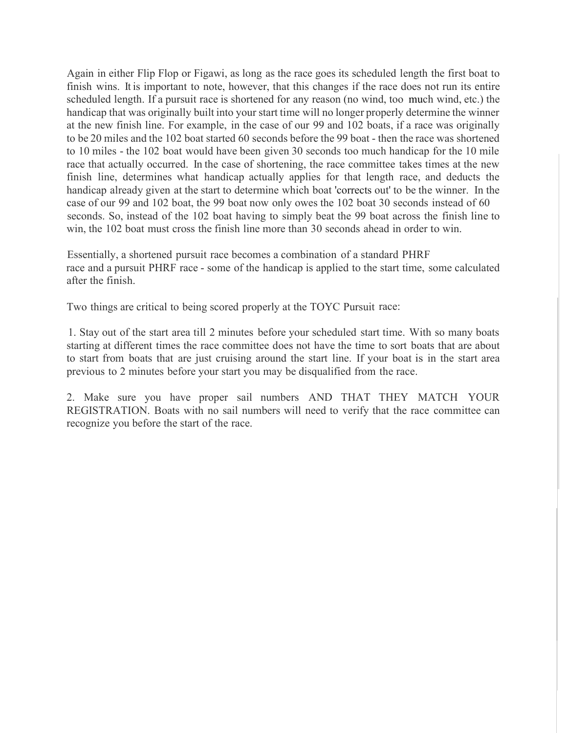Again in either Flip Flop or Figawi, as long as the race goes its scheduled length the first boat to finish wins. It is important to note, however, that this changes if the race does not run its entire scheduled length. If a pursuit race is shortened for any reason (no wind, too much wind, etc.) the handicap that was originally built into your start time will no longer properly determine the winner at the new finish line. For example, in the case of our 99 and 102 boats, if a race was originally to be 20 miles and the 102 boat started 60 seconds before the 99 boat - then the race was shortened to 10 miles - the 102 boat would have been given 30 seconds too much handicap for the 10 mile race that actually occurred. In the case of shortening, the race committee takes times at the new finish line, determines what handicap actually applies for that length race, and deducts the handicap already given at the start to determine which boat 'corrects out' to be the winner. In the case of our 99 and 102 boat, the 99 boat now only owes the 102 boat 30 seconds instead of 60 seconds. So, instead of the 102 boat having to simply beat the 99 boat across the finish line to win, the 102 boat must cross the finish line more than 30 seconds ahead in order to win.

Essentially, a shortened pursuit race becomes a combination of a standard PHRF race and a pursuit PHRF race - some of the handicap is applied to the start time, some calculated after the finish.

Two things are critical to being scored properly at the TOYC Pursuit race:

1. Stay out of the start area till 2 minutes before your scheduled start time. With so many boats starting at different times the race committee does not have the time to sort boats that are about to start from boats that are just cruising around the start line. If your boat is in the start area previous to 2 minutes before your start you may be disqualified from the race.

2. Make sure you have proper sail numbers AND THAT THEY MATCH YOUR REGISTRATION. Boats with no sail numbers will need to verify that the race committee can recognize you before the start of the race.